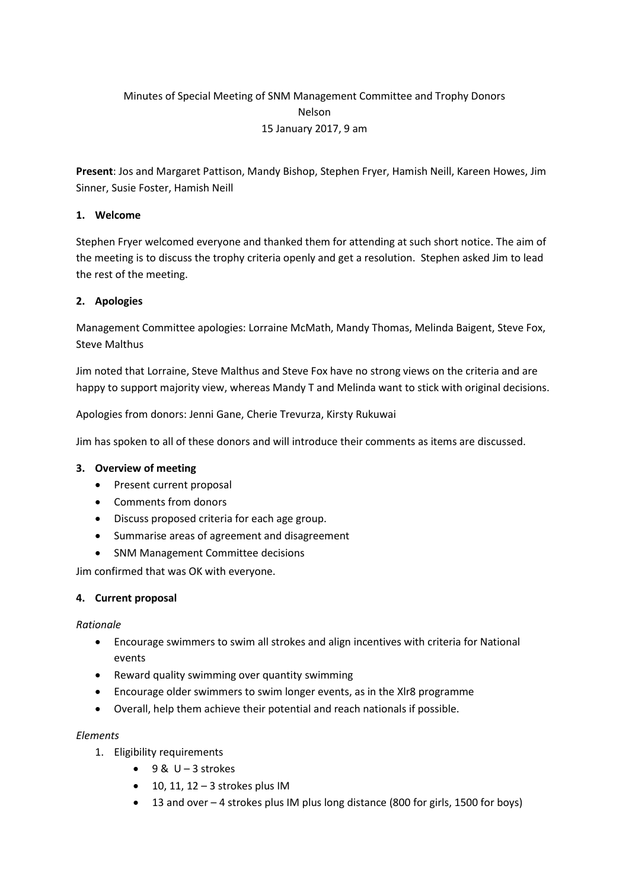Minutes of Special Meeting of SNM Management Committee and Trophy Donors
Nelson
15 January 2017, 9 am

**Present**: Jos and Margaret Pattison, Mandy Bishop, Stephen Fryer, Hamish Neill, Kareen Howes, Jim Sinner, Susie Foster, Hamish Neill

## 1. Welcome

Stephen Fryer welcomed everyone and thanked them for attending at such short notice. The aim of the meeting is to discuss the trophy criteria openly and get a resolution. Stephen asked Jim to lead the rest of the meeting.

## 2. Apologies

Management Committee apologies: Lorraine McMath, Mandy Thomas, Melinda Baigent, Steve Fox, Steve Malthus

Jim noted that Lorraine, Steve Malthus and Steve Fox have no strong views on the criteria and are happy to support majority view, whereas Mandy T and Melinda want to stick with original decisions.

Apologies from donors: Jenni Gane, Cherie Trevurza, Kirsty Rukuwai

Jim has spoken to all of these donors and will introduce their comments as items are discussed.

## 3. Overview of meeting

- Present current proposal
- Comments from donors
- Discuss proposed criteria for each age group.
- Summarise areas of agreement and disagreement
- SNM Management Committee decisions

Jim confirmed that was OK with everyone.

## 4. Current proposal

*Rationale*

- Encourage swimmers to swim all strokes and align incentives with criteria for National events
- Reward quality swimming over quantity swimming
- Encourage older swimmers to swim longer events, as in the Xlr8 programme
- Overall, help them achieve their potential and reach nationals if possible.

*Elements*

1. Eligibility requirements
   - 9 & U – 3 strokes
   - 10, 11, 12 – 3 strokes plus IM
   - 13 and over – 4 strokes plus IM plus long distance (800 for girls, 1500 for boys)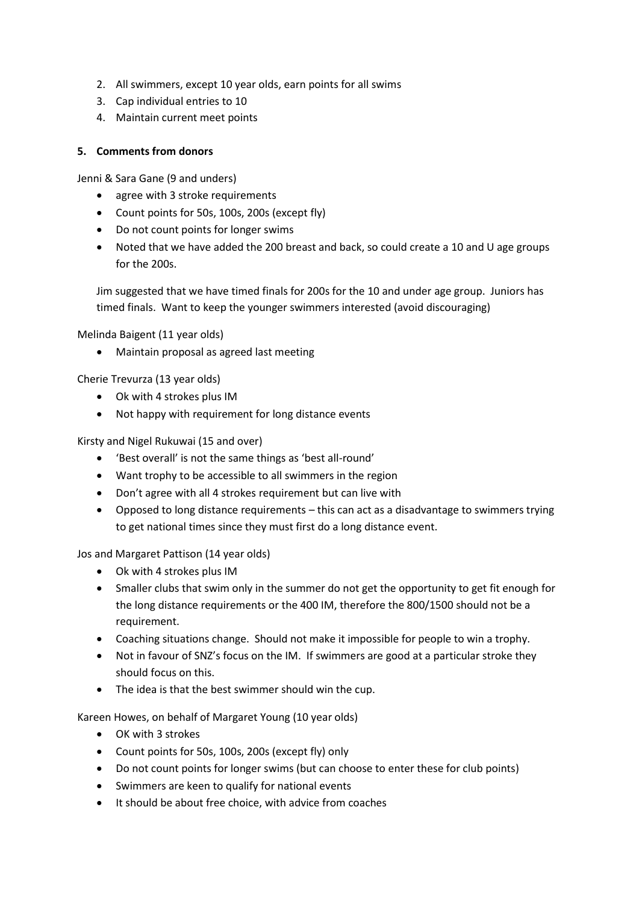2. All swimmers, except 10 year olds, earn points for all swims
3. Cap individual entries to 10
4. Maintain current meet points

**5. Comments from donors**

Jenni & Sara Gane (9 and unders)

- agree with 3 stroke requirements
- Count points for 50s, 100s, 200s (except fly)
- Do not count points for longer swims
- Noted that we have added the 200 breast and back, so could create a 10 and U age groups for the 200s.

Jim suggested that we have timed finals for 200s for the 10 and under age group. Juniors has timed finals. Want to keep the younger swimmers interested (avoid discouraging)

Melinda Baigent (11 year olds)

- Maintain proposal as agreed last meeting

Cherie Trevurza (13 year olds)

- Ok with 4 strokes plus IM
- Not happy with requirement for long distance events

Kirsty and Nigel Rukuwai (15 and over)

- 'Best overall' is not the same things as 'best all-round'
- Want trophy to be accessible to all swimmers in the region
- Don't agree with all 4 strokes requirement but can live with
- Opposed to long distance requirements – this can act as a disadvantage to swimmers trying to get national times since they must first do a long distance event.

Jos and Margaret Pattison (14 year olds)

- Ok with 4 strokes plus IM
- Smaller clubs that swim only in the summer do not get the opportunity to get fit enough for the long distance requirements or the 400 IM, therefore the 800/1500 should not be a requirement.
- Coaching situations change. Should not make it impossible for people to win a trophy.
- Not in favour of SNZ's focus on the IM. If swimmers are good at a particular stroke they should focus on this.
- The idea is that the best swimmer should win the cup.

Kareen Howes, on behalf of Margaret Young (10 year olds)

- OK with 3 strokes
- Count points for 50s, 100s, 200s (except fly) only
- Do not count points for longer swims (but can choose to enter these for club points)
- Swimmers are keen to qualify for national events
- It should be about free choice, with advice from coaches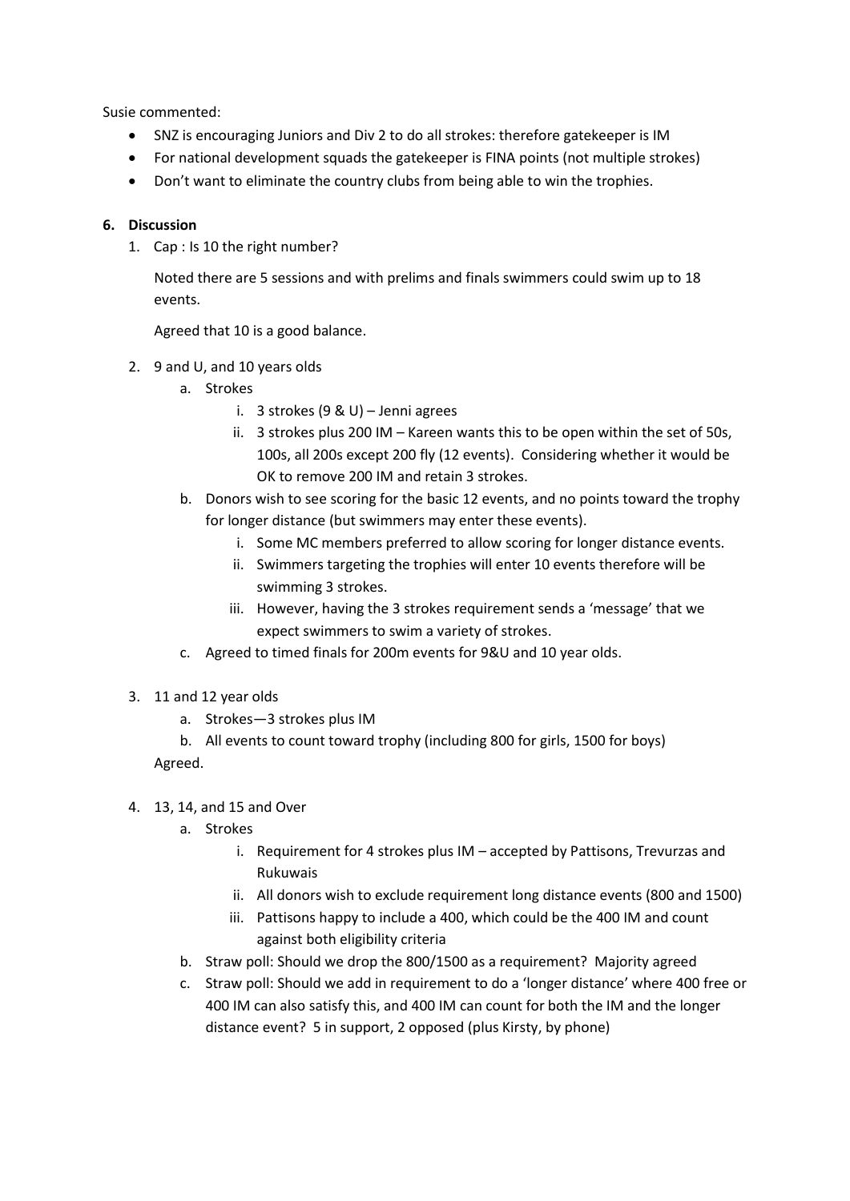Susie commented:

- SNZ is encouraging Juniors and Div 2 to do all strokes: therefore gatekeeper is IM
- For national development squads the gatekeeper is FINA points (not multiple strokes)
- Don't want to eliminate the country clubs from being able to win the trophies.

**6. Discussion**

1. Cap : Is 10 the right number?

   Noted there are 5 sessions and with prelims and finals swimmers could swim up to 18 events.

   Agreed that 10 is a good balance.

2. 9 and U, and 10 years olds
   a. Strokes
      i. 3 strokes (9 & U) – Jenni agrees
      ii. 3 strokes plus 200 IM – Kareen wants this to be open within the set of 50s, 100s, all 200s except 200 fly (12 events). Considering whether it would be OK to remove 200 IM and retain 3 strokes.
   b. Donors wish to see scoring for the basic 12 events, and no points toward the trophy for longer distance (but swimmers may enter these events).
      i. Some MC members preferred to allow scoring for longer distance events.
      ii. Swimmers targeting the trophies will enter 10 events therefore will be swimming 3 strokes.
      iii. However, having the 3 strokes requirement sends a 'message' that we expect swimmers to swim a variety of strokes.
   c. Agreed to timed finals for 200m events for 9&U and 10 year olds.

3. 11 and 12 year olds
   a. Strokes—3 strokes plus IM
   b. All events to count toward trophy (including 800 for girls, 1500 for boys)

   Agreed.

4. 13, 14, and 15 and Over
   a. Strokes
      i. Requirement for 4 strokes plus IM – accepted by Pattisons, Trevurzas and Rukuwais
      ii. All donors wish to exclude requirement long distance events (800 and 1500)
      iii. Pattisons happy to include a 400, which could be the 400 IM and count against both eligibility criteria
   b. Straw poll: Should we drop the 800/1500 as a requirement? Majority agreed
   c. Straw poll: Should we add in requirement to do a 'longer distance' where 400 free or 400 IM can also satisfy this, and 400 IM can count for both the IM and the longer distance event? 5 in support, 2 opposed (plus Kirsty, by phone)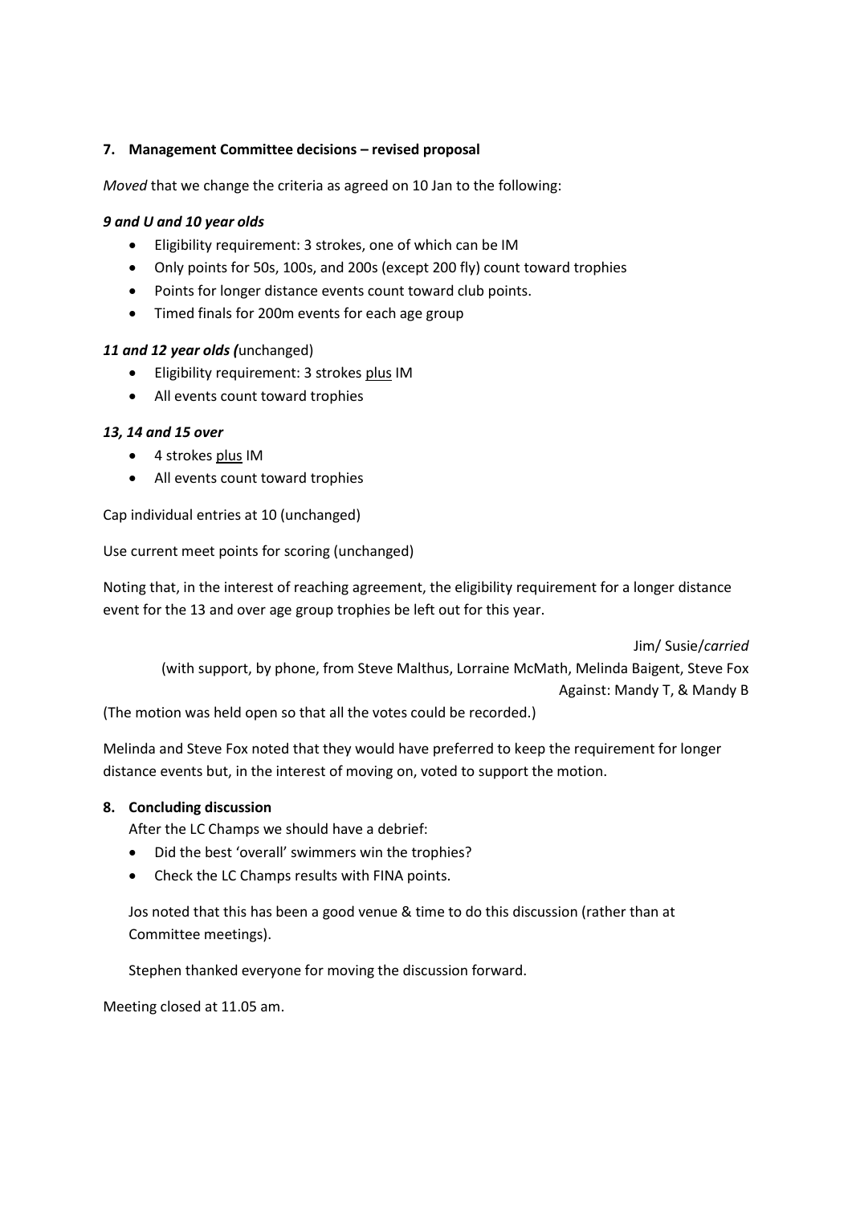**7. Management Committee decisions – revised proposal**

*Moved* that we change the criteria as agreed on 10 Jan to the following:

***9 and U and 10 year olds***

- Eligibility requirement: 3 strokes, one of which can be IM
- Only points for 50s, 100s, and 200s (except 200 fly) count toward trophies
- Points for longer distance events count toward club points.
- Timed finals for 200m events for each age group

***11 and 12 year olds (***unchanged)

- Eligibility requirement: 3 strokes <u>plus</u> IM
- All events count toward trophies

***13, 14 and 15 over***

- 4 strokes <u>plus</u> IM
- All events count toward trophies

Cap individual entries at 10 (unchanged)

Use current meet points for scoring (unchanged)

Noting that, in the interest of reaching agreement, the eligibility requirement for a longer distance event for the 13 and over age group trophies be left out for this year.

Jim/ Susie/*carried*

(with support, by phone, from Steve Malthus, Lorraine McMath, Melinda Baigent, Steve Fox

Against: Mandy T, & Mandy B

(The motion was held open so that all the votes could be recorded.)

Melinda and Steve Fox noted that they would have preferred to keep the requirement for longer distance events but, in the interest of moving on, voted to support the motion.

**8. Concluding discussion**

After the LC Champs we should have a debrief:

- Did the best 'overall' swimmers win the trophies?
- Check the LC Champs results with FINA points.

Jos noted that this has been a good venue & time to do this discussion (rather than at Committee meetings).

Stephen thanked everyone for moving the discussion forward.

Meeting closed at 11.05 am.